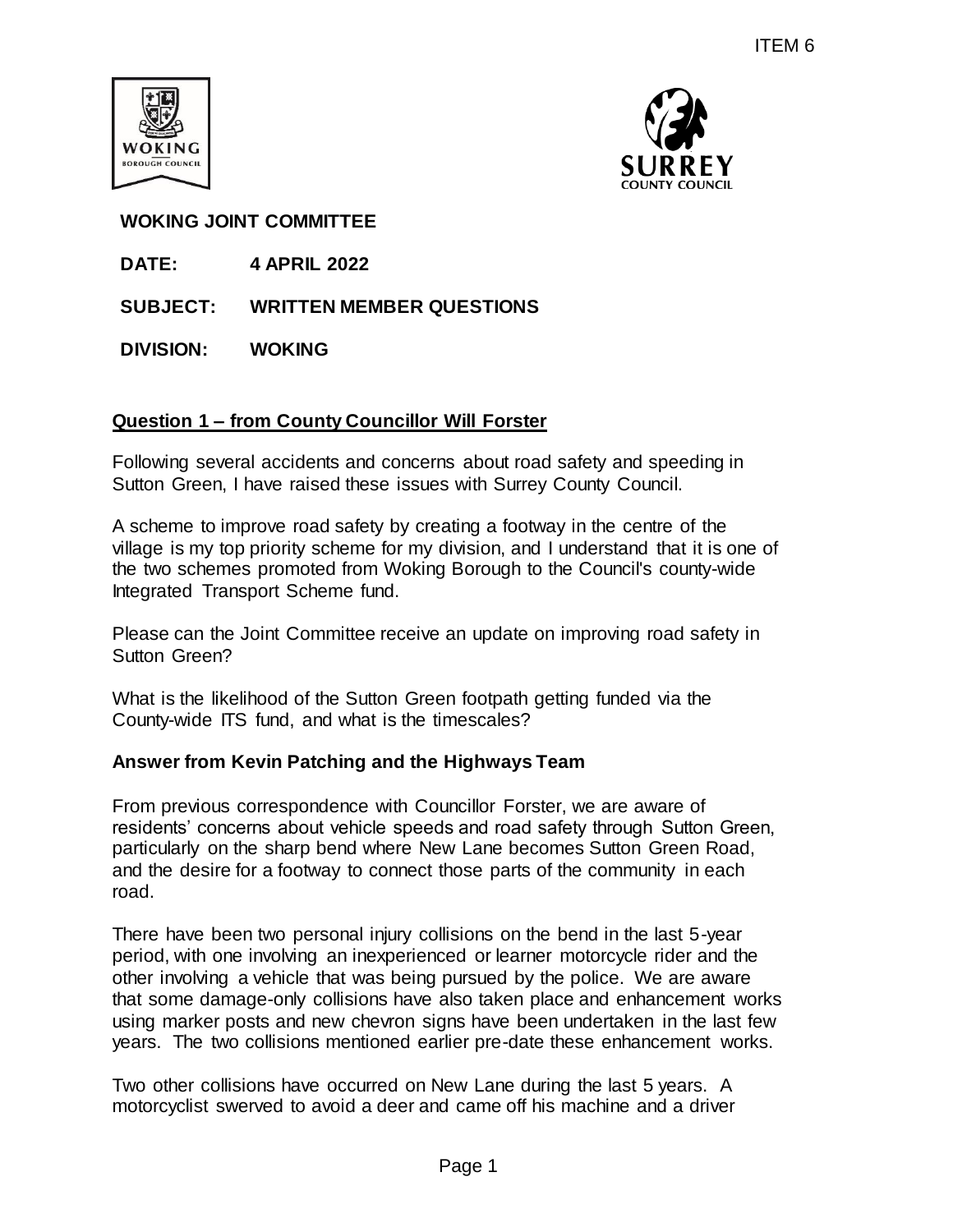ITEM 6

**WOKING JOINT COMMITTEE**

**DATE:** **4 APRIL 2022**

**SUBJECT:** **WRITTEN MEMBER QUESTIONS**

**DIVISION:** **WOKING**

## Question 1 – from County Councillor Will Forster

Following several accidents and concerns about road safety and speeding in Sutton Green, I have raised these issues with Surrey County Council.

A scheme to improve road safety by creating a footway in the centre of the village is my top priority scheme for my division, and I understand that it is one of the two schemes promoted from Woking Borough to the Council's county-wide Integrated Transport Scheme fund.

Please can the Joint Committee receive an update on improving road safety in Sutton Green?

What is the likelihood of the Sutton Green footpath getting funded via the County-wide ITS fund, and what is the timescales?

### Answer from Kevin Patching and the Highways Team

From previous correspondence with Councillor Forster, we are aware of residents' concerns about vehicle speeds and road safety through Sutton Green, particularly on the sharp bend where New Lane becomes Sutton Green Road, and the desire for a footway to connect those parts of the community in each road.

There have been two personal injury collisions on the bend in the last 5-year period, with one involving an inexperienced or learner motorcycle rider and the other involving a vehicle that was being pursued by the police. We are aware that some damage-only collisions have also taken place and enhancement works using marker posts and new chevron signs have been undertaken in the last few years. The two collisions mentioned earlier pre-date these enhancement works.

Two other collisions have occurred on New Lane during the last 5 years. A motorcyclist swerved to avoid a deer and came off his machine and a driver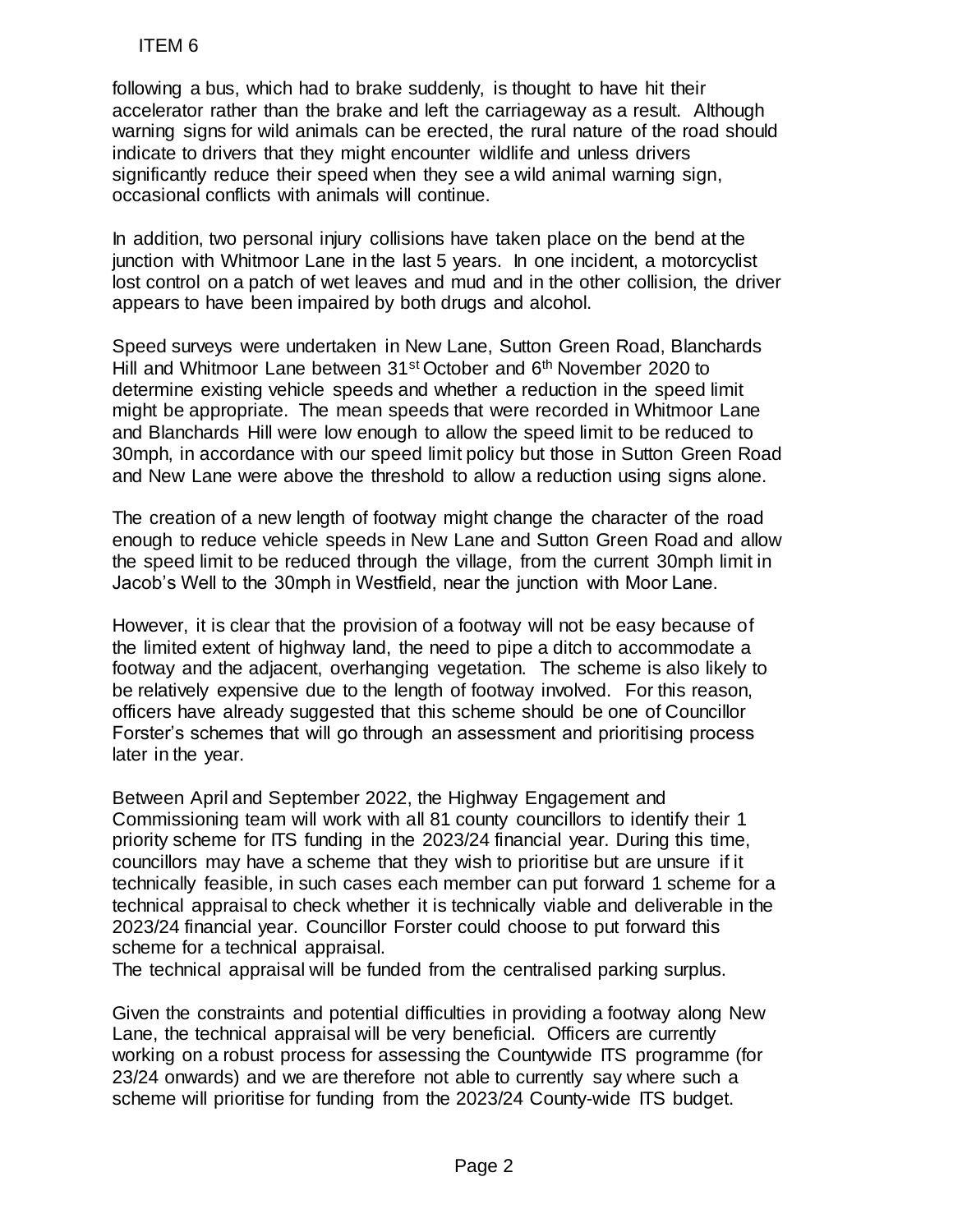following a bus, which had to brake suddenly, is thought to have hit their accelerator rather than the brake and left the carriageway as a result. Although warning signs for wild animals can be erected, the rural nature of the road should indicate to drivers that they might encounter wildlife and unless drivers significantly reduce their speed when they see a wild animal warning sign, occasional conflicts with animals will continue.

In addition, two personal injury collisions have taken place on the bend at the junction with Whitmoor Lane in the last 5 years. In one incident, a motorcyclist lost control on a patch of wet leaves and mud and in the other collision, the driver appears to have been impaired by both drugs and alcohol.

Speed surveys were undertaken in New Lane, Sutton Green Road, Blanchards Hill and Whitmoor Lane between 31st October and 6th November 2020 to determine existing vehicle speeds and whether a reduction in the speed limit might be appropriate. The mean speeds that were recorded in Whitmoor Lane and Blanchards Hill were low enough to allow the speed limit to be reduced to 30mph, in accordance with our speed limit policy but those in Sutton Green Road and New Lane were above the threshold to allow a reduction using signs alone.

The creation of a new length of footway might change the character of the road enough to reduce vehicle speeds in New Lane and Sutton Green Road and allow the speed limit to be reduced through the village, from the current 30mph limit in Jacob's Well to the 30mph in Westfield, near the junction with Moor Lane.

However, it is clear that the provision of a footway will not be easy because of the limited extent of highway land, the need to pipe a ditch to accommodate a footway and the adjacent, overhanging vegetation. The scheme is also likely to be relatively expensive due to the length of footway involved. For this reason, officers have already suggested that this scheme should be one of Councillor Forster's schemes that will go through an assessment and prioritising process later in the year.

Between April and September 2022, the Highway Engagement and Commissioning team will work with all 81 county councillors to identify their 1 priority scheme for ITS funding in the 2023/24 financial year. During this time, councillors may have a scheme that they wish to prioritise but are unsure if it technically feasible, in such cases each member can put forward 1 scheme for a technical appraisal to check whether it is technically viable and deliverable in the 2023/24 financial year. Councillor Forster could choose to put forward this scheme for a technical appraisal.
The technical appraisal will be funded from the centralised parking surplus.

Given the constraints and potential difficulties in providing a footway along New Lane, the technical appraisal will be very beneficial. Officers are currently working on a robust process for assessing the Countywide ITS programme (for 23/24 onwards) and we are therefore not able to currently say where such a scheme will prioritise for funding from the 2023/24 County-wide ITS budget.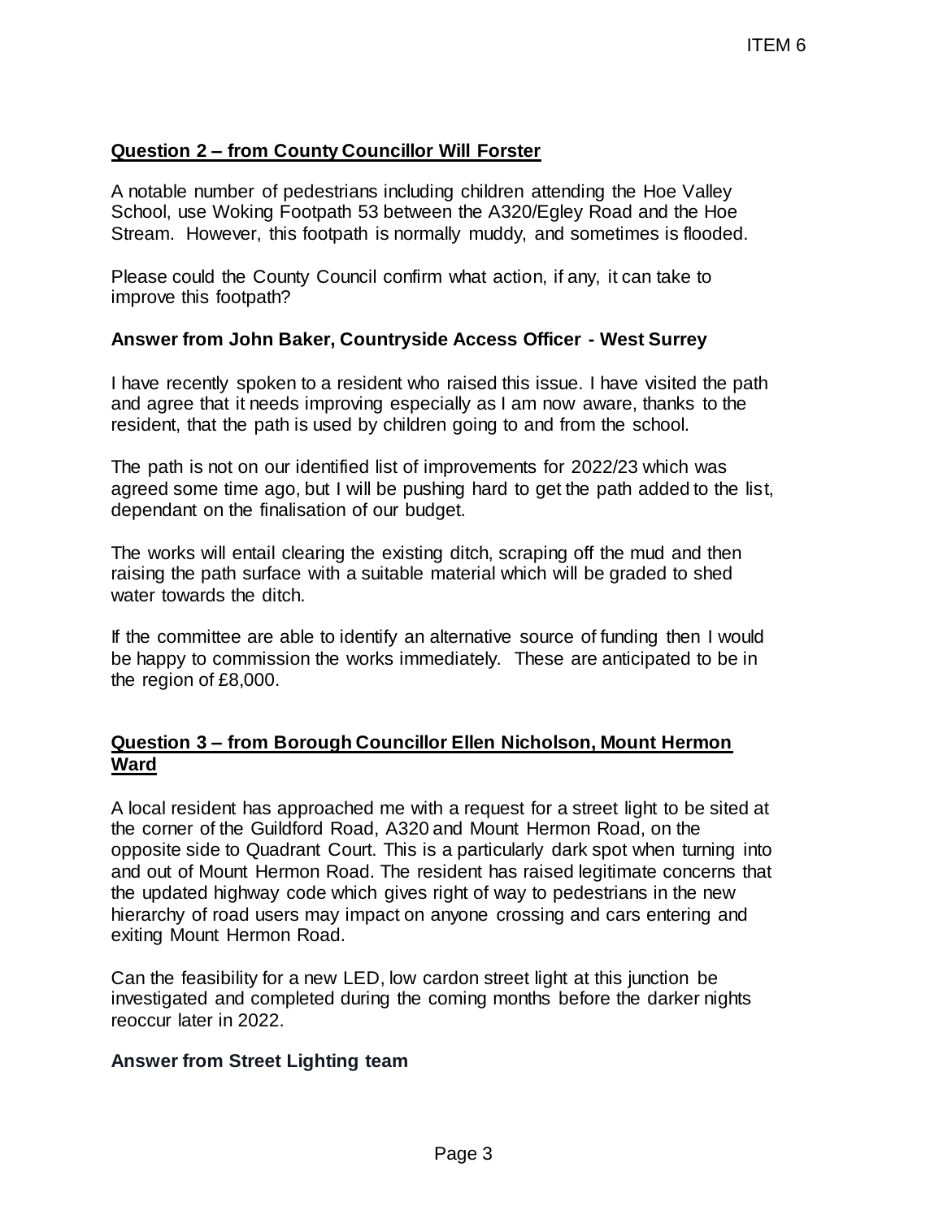**Question 2 – from County Councillor Will Forster**

A notable number of pedestrians including children attending the Hoe Valley School, use Woking Footpath 53 between the A320/Egley Road and the Hoe Stream. However, this footpath is normally muddy, and sometimes is flooded.

Please could the County Council confirm what action, if any, it can take to improve this footpath?

**Answer from John Baker, Countryside Access Officer - West Surrey**

I have recently spoken to a resident who raised this issue. I have visited the path and agree that it needs improving especially as I am now aware, thanks to the resident, that the path is used by children going to and from the school.

The path is not on our identified list of improvements for 2022/23 which was agreed some time ago, but I will be pushing hard to get the path added to the list, dependant on the finalisation of our budget.

The works will entail clearing the existing ditch, scraping off the mud and then raising the path surface with a suitable material which will be graded to shed water towards the ditch.

If the committee are able to identify an alternative source of funding then I would be happy to commission the works immediately. These are anticipated to be in the region of £8,000.

**Question 3 – from Borough Councillor Ellen Nicholson, Mount Hermon Ward**

A local resident has approached me with a request for a street light to be sited at the corner of the Guildford Road, A320 and Mount Hermon Road, on the opposite side to Quadrant Court. This is a particularly dark spot when turning into and out of Mount Hermon Road. The resident has raised legitimate concerns that the updated highway code which gives right of way to pedestrians in the new hierarchy of road users may impact on anyone crossing and cars entering and exiting Mount Hermon Road.

Can the feasibility for a new LED, low cardon street light at this junction be investigated and completed during the coming months before the darker nights reoccur later in 2022.

**Answer from Street Lighting team**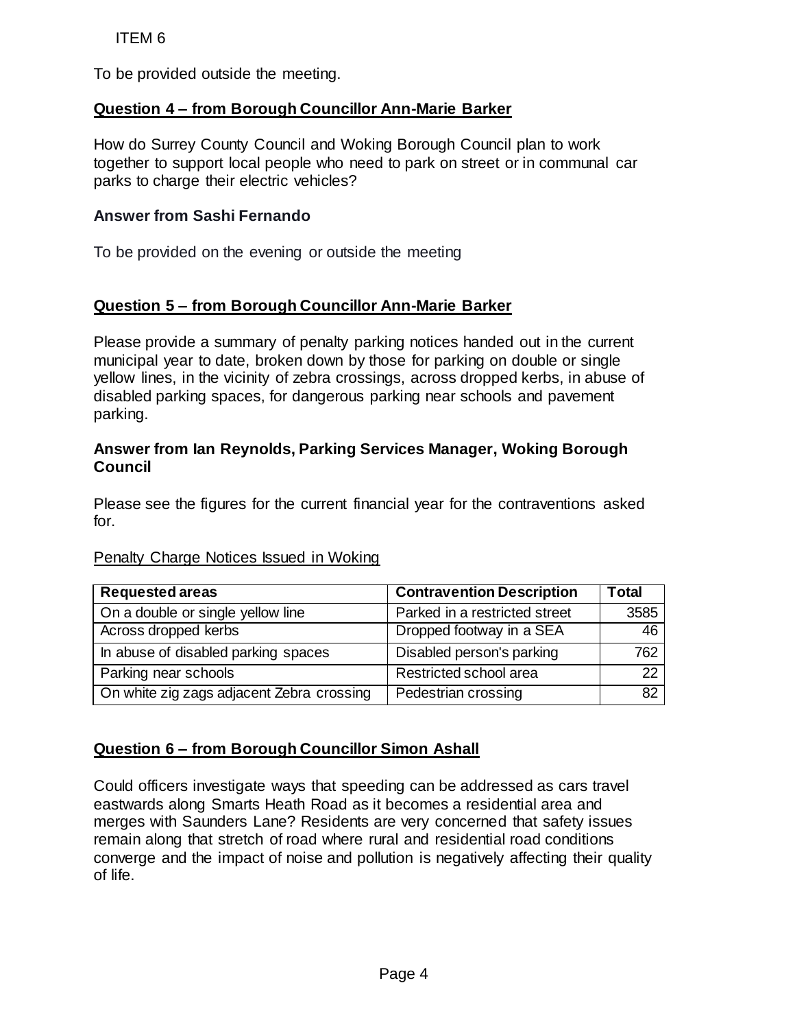ITEM 6

To be provided outside the meeting.

**Question 4 – from Borough Councillor Ann-Marie Barker**

How do Surrey County Council and Woking Borough Council plan to work together to support local people who need to park on street or in communal car parks to charge their electric vehicles?

**Answer from Sashi Fernando**

To be provided on the evening or outside the meeting

**Question 5 – from Borough Councillor Ann-Marie Barker**

Please provide a summary of penalty parking notices handed out in the current municipal year to date, broken down by those for parking on double or single yellow lines, in the vicinity of zebra crossings, across dropped kerbs, in abuse of disabled parking spaces, for dangerous parking near schools and pavement parking.

**Answer from Ian Reynolds, Parking Services Manager, Woking Borough Council**

Please see the figures for the current financial year for the contraventions asked for.

Penalty Charge Notices Issued in Woking

| Requested areas | Contravention Description | Total |
|---|---|---|
| On a double or single yellow line | Parked in a restricted street | 3585 |
| Across dropped kerbs | Dropped footway in a SEA | 46 |
| In abuse of disabled parking spaces | Disabled person's parking | 762 |
| Parking near schools | Restricted school area | 22 |
| On white zig zags adjacent Zebra crossing | Pedestrian crossing | 82 |

**Question 6 – from Borough Councillor Simon Ashall**

Could officers investigate ways that speeding can be addressed as cars travel eastwards along Smarts Heath Road as it becomes a residential area and merges with Saunders Lane? Residents are very concerned that safety issues remain along that stretch of road where rural and residential road conditions converge and the impact of noise and pollution is negatively affecting their quality of life.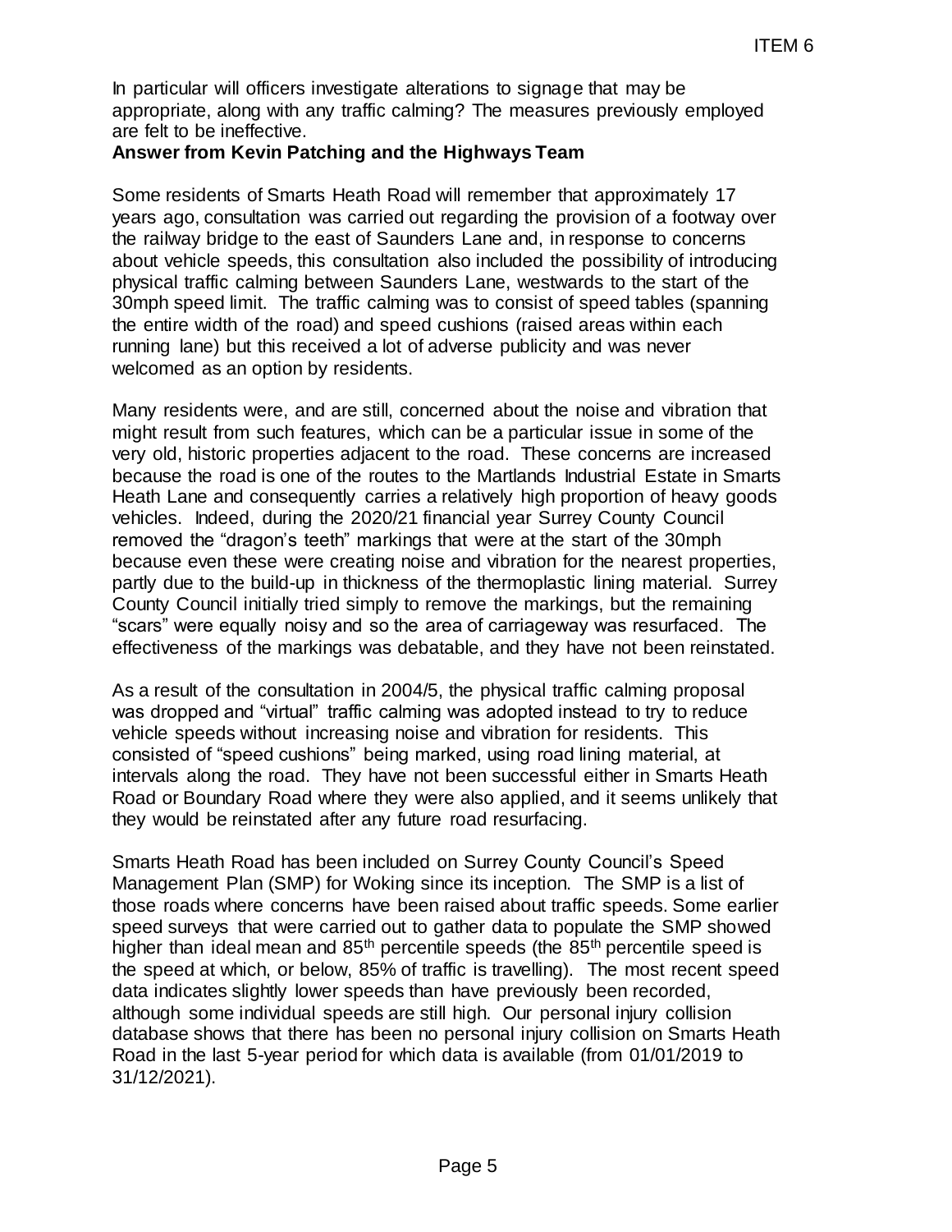In particular will officers investigate alterations to signage that may be appropriate, along with any traffic calming? The measures previously employed are felt to be ineffective.

**Answer from Kevin Patching and the Highways Team**

Some residents of Smarts Heath Road will remember that approximately 17 years ago, consultation was carried out regarding the provision of a footway over the railway bridge to the east of Saunders Lane and, in response to concerns about vehicle speeds, this consultation also included the possibility of introducing physical traffic calming between Saunders Lane, westwards to the start of the 30mph speed limit. The traffic calming was to consist of speed tables (spanning the entire width of the road) and speed cushions (raised areas within each running lane) but this received a lot of adverse publicity and was never welcomed as an option by residents.

Many residents were, and are still, concerned about the noise and vibration that might result from such features, which can be a particular issue in some of the very old, historic properties adjacent to the road. These concerns are increased because the road is one of the routes to the Martlands Industrial Estate in Smarts Heath Lane and consequently carries a relatively high proportion of heavy goods vehicles. Indeed, during the 2020/21 financial year Surrey County Council removed the "dragon's teeth" markings that were at the start of the 30mph because even these were creating noise and vibration for the nearest properties, partly due to the build-up in thickness of the thermoplastic lining material. Surrey County Council initially tried simply to remove the markings, but the remaining "scars" were equally noisy and so the area of carriageway was resurfaced. The effectiveness of the markings was debatable, and they have not been reinstated.

As a result of the consultation in 2004/5, the physical traffic calming proposal was dropped and "virtual" traffic calming was adopted instead to try to reduce vehicle speeds without increasing noise and vibration for residents. This consisted of "speed cushions" being marked, using road lining material, at intervals along the road. They have not been successful either in Smarts Heath Road or Boundary Road where they were also applied, and it seems unlikely that they would be reinstated after any future road resurfacing.

Smarts Heath Road has been included on Surrey County Council's Speed Management Plan (SMP) for Woking since its inception. The SMP is a list of those roads where concerns have been raised about traffic speeds. Some earlier speed surveys that were carried out to gather data to populate the SMP showed higher than ideal mean and 85th percentile speeds (the 85th percentile speed is the speed at which, or below, 85% of traffic is travelling). The most recent speed data indicates slightly lower speeds than have previously been recorded, although some individual speeds are still high. Our personal injury collision database shows that there has been no personal injury collision on Smarts Heath Road in the last 5-year period for which data is available (from 01/01/2019 to 31/12/2021).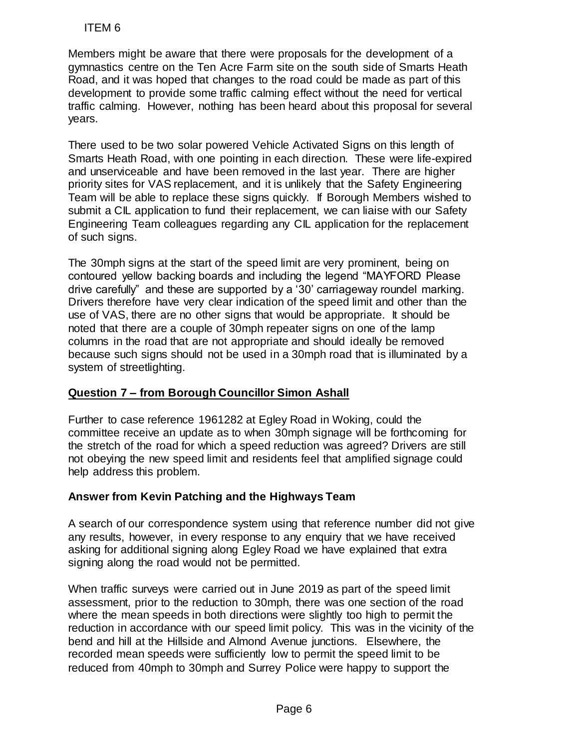ITEM 6

Members might be aware that there were proposals for the development of a gymnastics centre on the Ten Acre Farm site on the south side of Smarts Heath Road, and it was hoped that changes to the road could be made as part of this development to provide some traffic calming effect without the need for vertical traffic calming. However, nothing has been heard about this proposal for several years.

There used to be two solar powered Vehicle Activated Signs on this length of Smarts Heath Road, with one pointing in each direction. These were life-expired and unserviceable and have been removed in the last year. There are higher priority sites for VAS replacement, and it is unlikely that the Safety Engineering Team will be able to replace these signs quickly. If Borough Members wished to submit a CIL application to fund their replacement, we can liaise with our Safety Engineering Team colleagues regarding any CIL application for the replacement of such signs.

The 30mph signs at the start of the speed limit are very prominent, being on contoured yellow backing boards and including the legend "MAYFORD Please drive carefully" and these are supported by a '30' carriageway roundel marking. Drivers therefore have very clear indication of the speed limit and other than the use of VAS, there are no other signs that would be appropriate. It should be noted that there are a couple of 30mph repeater signs on one of the lamp columns in the road that are not appropriate and should ideally be removed because such signs should not be used in a 30mph road that is illuminated by a system of streetlighting.

## Question 7 – from Borough Councillor Simon Ashall

Further to case reference 1961282 at Egley Road in Woking, could the committee receive an update as to when 30mph signage will be forthcoming for the stretch of the road for which a speed reduction was agreed? Drivers are still not obeying the new speed limit and residents feel that amplified signage could help address this problem.

## Answer from Kevin Patching and the Highways Team

A search of our correspondence system using that reference number did not give any results, however, in every response to any enquiry that we have received asking for additional signing along Egley Road we have explained that extra signing along the road would not be permitted.

When traffic surveys were carried out in June 2019 as part of the speed limit assessment, prior to the reduction to 30mph, there was one section of the road where the mean speeds in both directions were slightly too high to permit the reduction in accordance with our speed limit policy. This was in the vicinity of the bend and hill at the Hillside and Almond Avenue junctions. Elsewhere, the recorded mean speeds were sufficiently low to permit the speed limit to be reduced from 40mph to 30mph and Surrey Police were happy to support the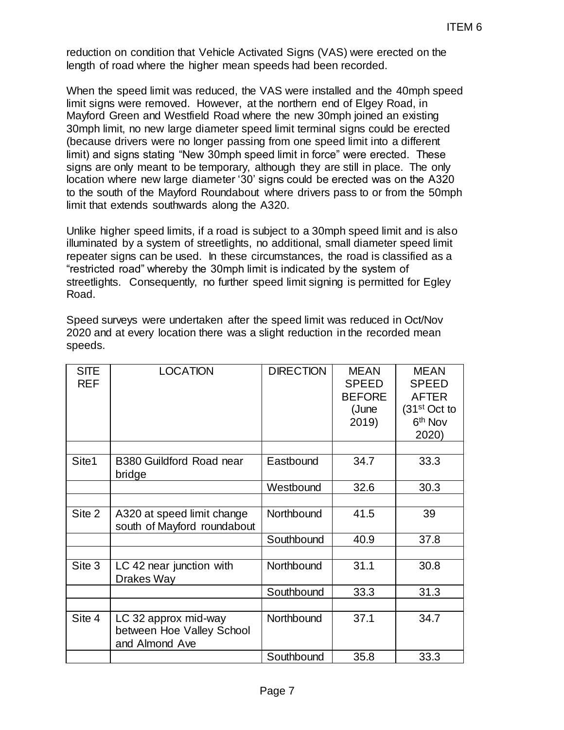reduction on condition that Vehicle Activated Signs (VAS) were erected on the length of road where the higher mean speeds had been recorded.

When the speed limit was reduced, the VAS were installed and the 40mph speed limit signs were removed. However, at the northern end of Elgey Road, in Mayford Green and Westfield Road where the new 30mph joined an existing 30mph limit, no new large diameter speed limit terminal signs could be erected (because drivers were no longer passing from one speed limit into a different limit) and signs stating "New 30mph speed limit in force" were erected. These signs are only meant to be temporary, although they are still in place. The only location where new large diameter '30' signs could be erected was on the A320 to the south of the Mayford Roundabout where drivers pass to or from the 50mph limit that extends southwards along the A320.

Unlike higher speed limits, if a road is subject to a 30mph speed limit and is also illuminated by a system of streetlights, no additional, small diameter speed limit repeater signs can be used. In these circumstances, the road is classified as a "restricted road" whereby the 30mph limit is indicated by the system of streetlights. Consequently, no further speed limit signing is permitted for Egley Road.

Speed surveys were undertaken after the speed limit was reduced in Oct/Nov 2020 and at every location there was a slight reduction in the recorded mean speeds.

| SITE REF | LOCATION | DIRECTION | MEAN SPEED BEFORE (June 2019) | MEAN SPEED AFTER (31st Oct to 6th Nov 2020) |
|---|---|---|---|---|
| | | | | |
| Site1 | B380 Guildford Road near bridge | Eastbound | 34.7 | 33.3 |
| | | Westbound | 32.6 | 30.3 |
| | | | | |
| Site 2 | A320 at speed limit change south of Mayford roundabout | Northbound | 41.5 | 39 |
| | | Southbound | 40.9 | 37.8 |
| | | | | |
| Site 3 | LC 42 near junction with Drakes Way | Northbound | 31.1 | 30.8 |
| | | Southbound | 33.3 | 31.3 |
| | | | | |
| Site 4 | LC 32 approx mid-way between Hoe Valley School and Almond Ave | Northbound | 37.1 | 34.7 |
| | | Southbound | 35.8 | 33.3 |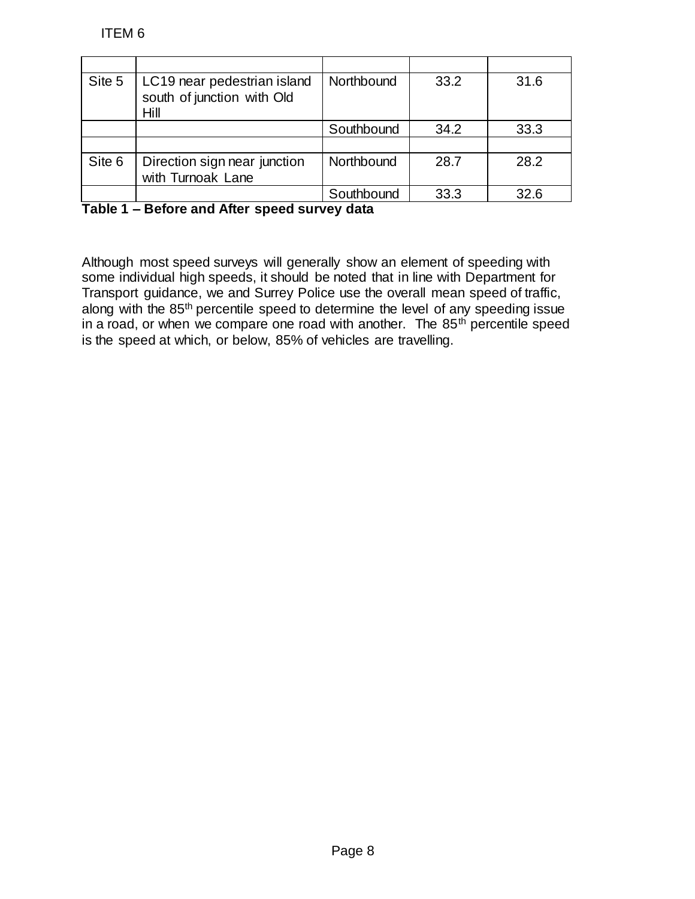ITEM 6

| | | | | |
|---|---|---|---|---|
| | | | | |
| Site 5 | LC19 near pedestrian island south of junction with Old Hill | Northbound | 33.2 | 31.6 |
| | | Southbound | 34.2 | 33.3 |
| | | | | |
| Site 6 | Direction sign near junction with Turnoak Lane | Northbound | 28.7 | 28.2 |
| | | Southbound | 33.3 | 32.6 |

**Table 1 – Before and After speed survey data**

Although most speed surveys will generally show an element of speeding with some individual high speeds, it should be noted that in line with Department for Transport guidance, we and Surrey Police use the overall mean speed of traffic, along with the 85$^{th}$ percentile speed to determine the level of any speeding issue in a road, or when we compare one road with another. The 85$^{th}$ percentile speed is the speed at which, or below, 85% of vehicles are travelling.